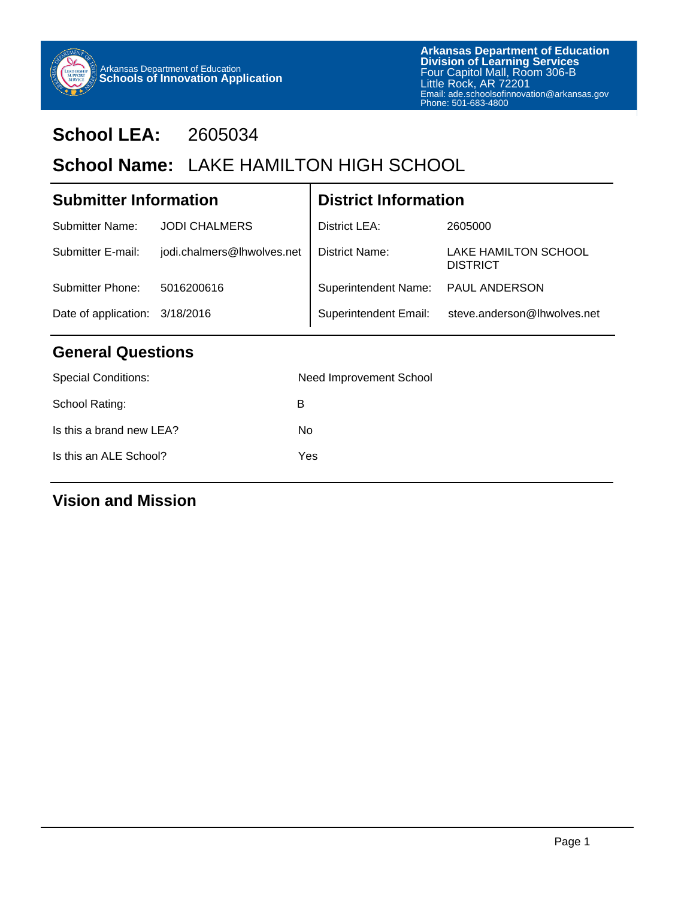Arkansas Department of Education
**Schools of Innovation Application**

**Arkansas Department of Education**
**Division of Learning Services**
Four Capitol Mall, Room 306-B
Little Rock, AR 72201
Email: ade.schoolsofinnovation@arkansas.gov
Phone: 501-683-4800

# School LEA: 2605034

# School Name: LAKE HAMILTON HIGH SCHOOL

## Submitter Information

| | |
|---|---|
| Submitter Name: | JODI CHALMERS |
| Submitter E-mail: | jodi.chalmers@lhwolves.net |
| Submitter Phone: | 5016200616 |
| Date of application: | 3/18/2016 |

## District Information

| | |
|---|---|
| District LEA: | 2605000 |
| District Name: | LAKE HAMILTON SCHOOL DISTRICT |
| Superintendent Name: | PAUL ANDERSON |
| Superintendent Email: | steve.anderson@lhwolves.net |

## General Questions

| | |
|---|---|
| Special Conditions: | Need Improvement School |
| School Rating: | B |
| Is this a brand new LEA? | No |
| Is this an ALE School? | Yes |

## Vision and Mission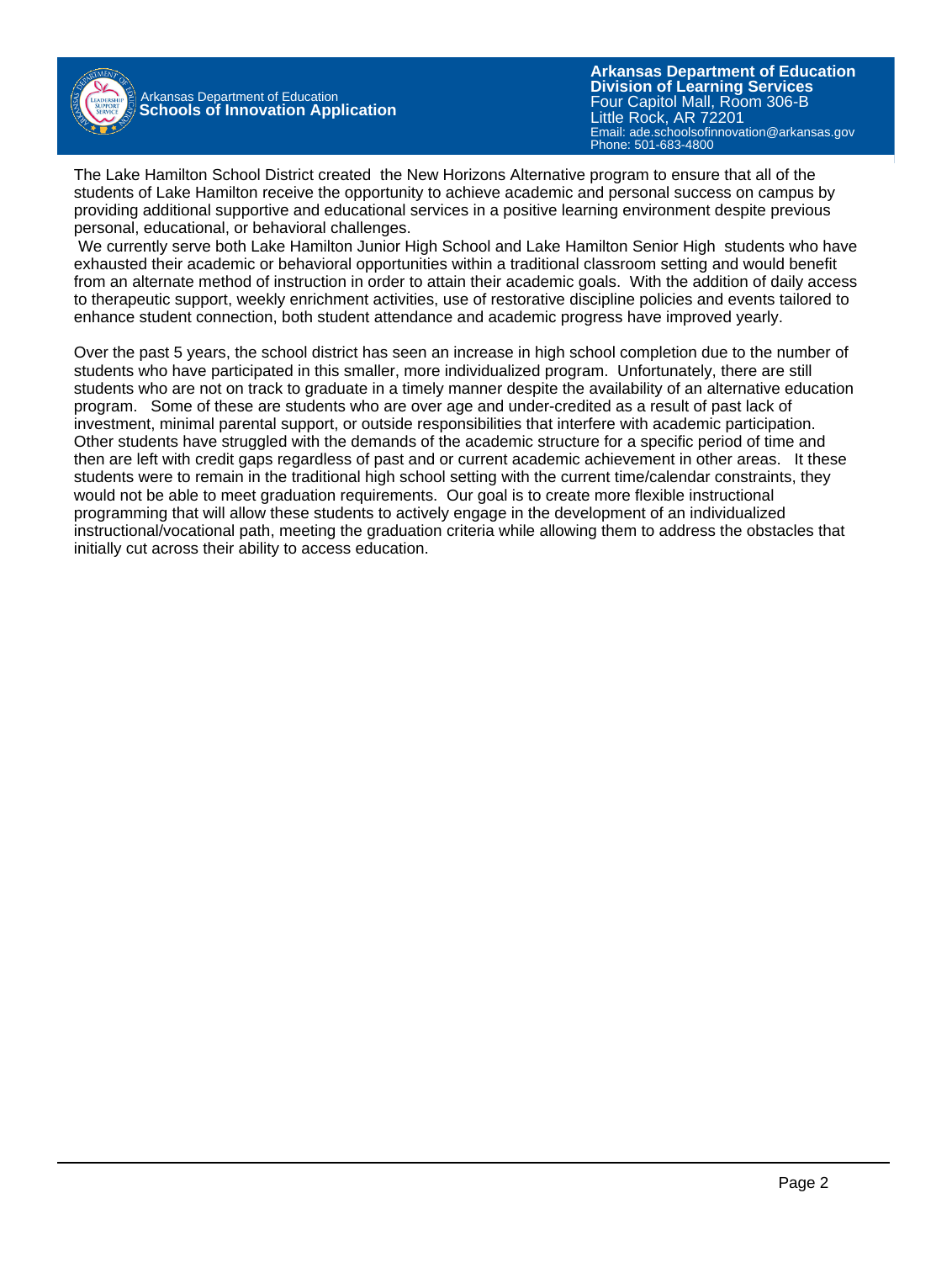The Lake Hamilton School District created the New Horizons Alternative program to ensure that all of the students of Lake Hamilton receive the opportunity to achieve academic and personal success on campus by providing additional supportive and educational services in a positive learning environment despite previous personal, educational, or behavioral challenges.

We currently serve both Lake Hamilton Junior High School and Lake Hamilton Senior High students who have exhausted their academic or behavioral opportunities within a traditional classroom setting and would benefit from an alternate method of instruction in order to attain their academic goals. With the addition of daily access to therapeutic support, weekly enrichment activities, use of restorative discipline policies and events tailored to enhance student connection, both student attendance and academic progress have improved yearly.

Over the past 5 years, the school district has seen an increase in high school completion due to the number of students who have participated in this smaller, more individualized program. Unfortunately, there are still students who are not on track to graduate in a timely manner despite the availability of an alternative education program. Some of these are students who are over age and under-credited as a result of past lack of investment, minimal parental support, or outside responsibilities that interfere with academic participation. Other students have struggled with the demands of the academic structure for a specific period of time and then are left with credit gaps regardless of past and or current academic achievement in other areas. It these students were to remain in the traditional high school setting with the current time/calendar constraints, they would not be able to meet graduation requirements. Our goal is to create more flexible instructional programming that will allow these students to actively engage in the development of an individualized instructional/vocational path, meeting the graduation criteria while allowing them to address the obstacles that initially cut across their ability to access education.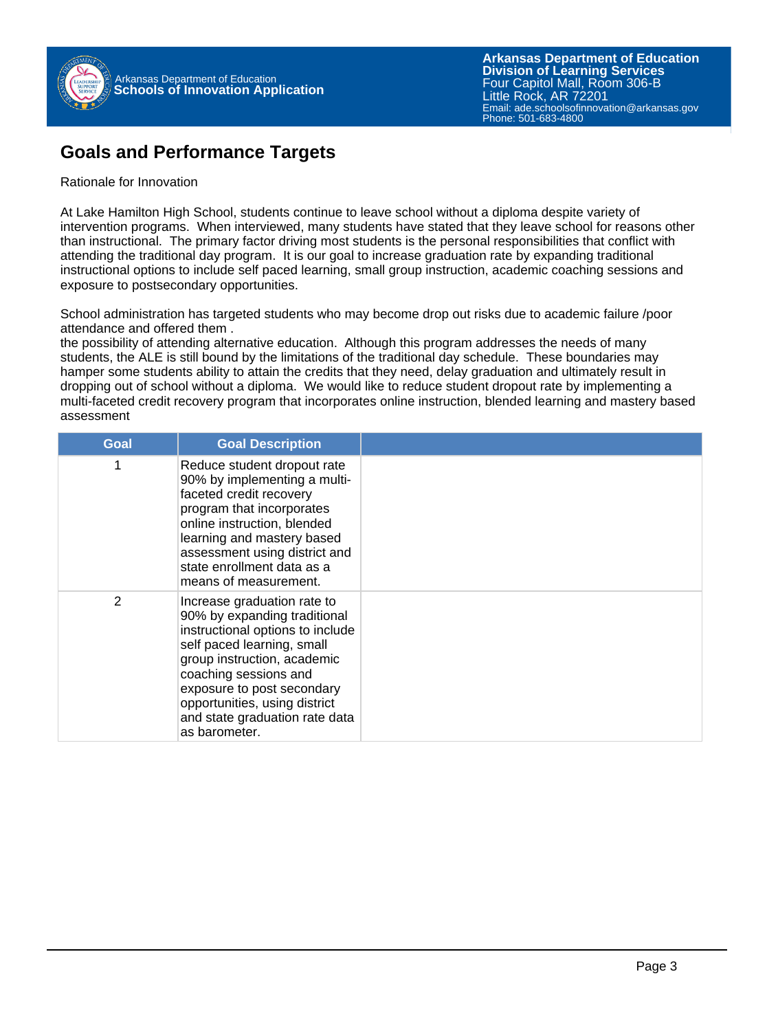## Goals and Performance Targets

Rationale for Innovation

At Lake Hamilton High School, students continue to leave school without a diploma despite variety of intervention programs. When interviewed, many students have stated that they leave school for reasons other than instructional. The primary factor driving most students is the personal responsibilities that conflict with attending the traditional day program. It is our goal to increase graduation rate by expanding traditional instructional options to include self paced learning, small group instruction, academic coaching sessions and exposure to postsecondary opportunities.

School administration has targeted students who may become drop out risks due to academic failure /poor attendance and offered them .
the possibility of attending alternative education. Although this program addresses the needs of many students, the ALE is still bound by the limitations of the traditional day schedule. These boundaries may hamper some students ability to attain the credits that they need, delay graduation and ultimately result in dropping out of school without a diploma. We would like to reduce student dropout rate by implementing a multi-faceted credit recovery program that incorporates online instruction, blended learning and mastery based assessment

| Goal | Goal Description | |
|---|---|---|
| 1 | Reduce student dropout rate 90% by implementing a multi-faceted credit recovery program that incorporates online instruction, blended learning and mastery based assessment using district and state enrollment data as a means of measurement. | |
| 2 | Increase graduation rate to 90% by expanding traditional instructional options to include self paced learning, small group instruction, academic coaching sessions and exposure to post secondary opportunities, using district and state graduation rate data as barometer. | |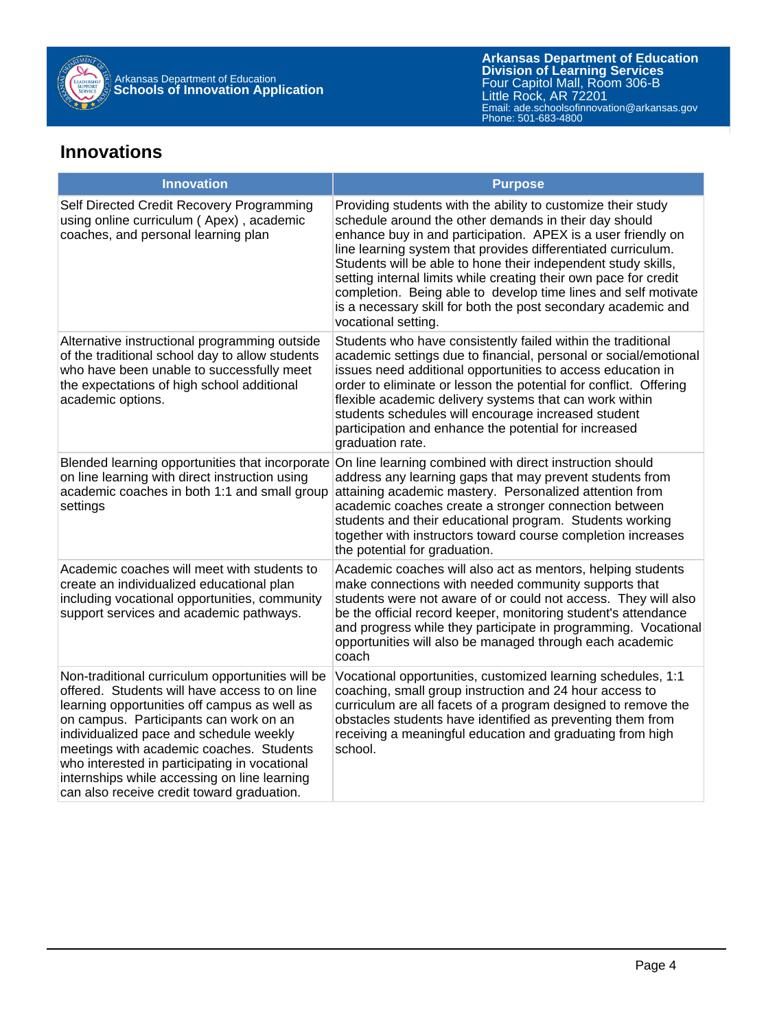## Innovations

| Innovation | Purpose |
| --- | --- |
| Self Directed Credit Recovery Programming using online curriculum ( Apex) , academic coaches, and personal learning plan | Providing students with the ability to customize their study schedule around the other demands in their day should enhance buy in and participation. APEX is a user friendly on line learning system that provides differentiated curriculum. Students will be able to hone their independent study skills, setting internal limits while creating their own pace for credit completion. Being able to develop time lines and self motivate is a necessary skill for both the post secondary academic and vocational setting. |
| Alternative instructional programming outside of the traditional school day to allow students who have been unable to successfully meet the expectations of high school additional academic options. | Students who have consistently failed within the traditional academic settings due to financial, personal or social/emotional issues need additional opportunities to access education in order to eliminate or lesson the potential for conflict. Offering flexible academic delivery systems that can work within students schedules will encourage increased student participation and enhance the potential for increased graduation rate. |
| Blended learning opportunities that incorporate on line learning with direct instruction using academic coaches in both 1:1 and small group settings | On line learning combined with direct instruction should address any learning gaps that may prevent students from attaining academic mastery. Personalized attention from academic coaches create a stronger connection between students and their educational program. Students working together with instructors toward course completion increases the potential for graduation. |
| Academic coaches will meet with students to create an individualized educational plan including vocational opportunities, community support services and academic pathways. | Academic coaches will also act as mentors, helping students make connections with needed community supports that students were not aware of or could not access. They will also be the official record keeper, monitoring student's attendance and progress while they participate in programming. Vocational opportunities will also be managed through each academic coach |
| Non-traditional curriculum opportunities will be offered. Students will have access to on line learning opportunities off campus as well as on campus. Participants can work on an individualized pace and schedule weekly meetings with academic coaches. Students who interested in participating in vocational internships while accessing on line learning can also receive credit toward graduation. | Vocational opportunities, customized learning schedules, 1:1 coaching, small group instruction and 24 hour access to curriculum are all facets of a program designed to remove the obstacles students have identified as preventing them from receiving a meaningful education and graduating from high school. |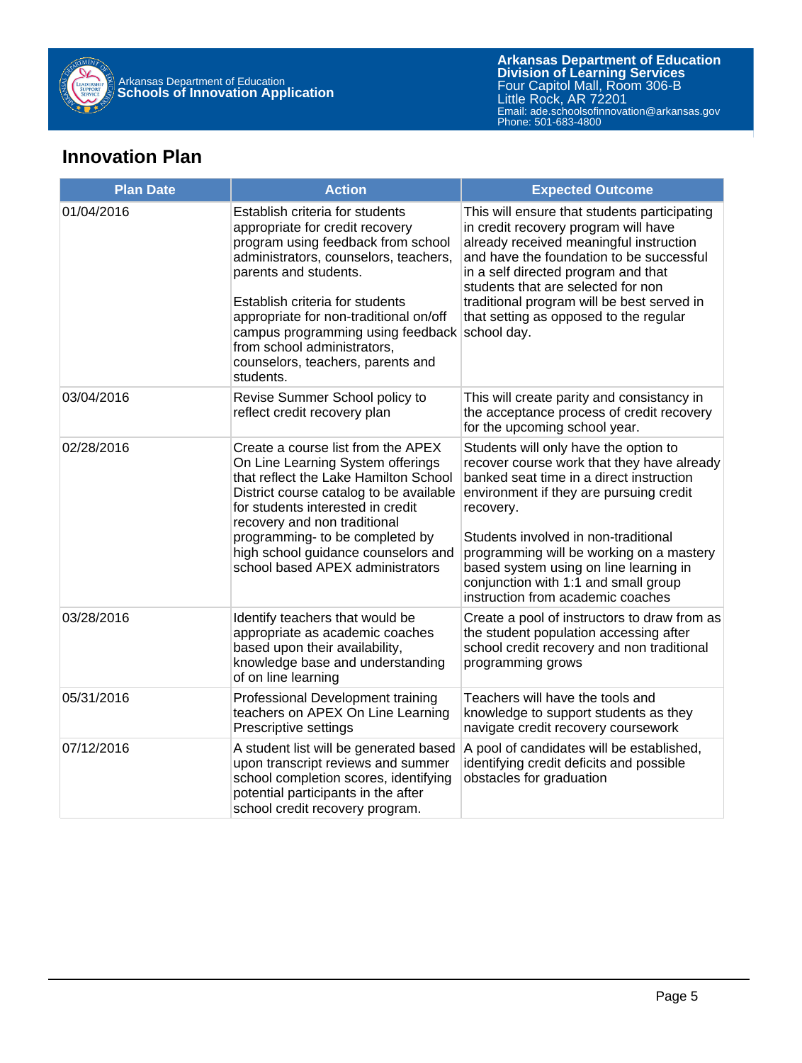## Innovation Plan

| Plan Date | Action | Expected Outcome |
|---|---|---|
| 01/04/2016 | Establish criteria for students appropriate for credit recovery program using feedback from school administrators, counselors, teachers, parents and students.<br><br>Establish criteria for students appropriate for non-traditional on/off campus programming using feedback from school administrators, counselors, teachers, parents and students. | This will ensure that students participating in credit recovery program will have already received meaningful instruction and have the foundation to be successful in a self directed program and that students that are selected for non traditional program will be best served in that setting as opposed to the regular school day. |
| 03/04/2016 | Revise Summer School policy to reflect credit recovery plan | This will create parity and consistancy in the acceptance process of credit recovery for the upcoming school year. |
| 02/28/2016 | Create a course list from the APEX On Line Learning System offerings that reflect the Lake Hamilton School District course catalog to be available for students interested in credit recovery and non traditional programming- to be completed by high school guidance counselors and school based APEX administrators | Students will only have the option to recover course work that they have already banked seat time in a direct instruction environment if they are pursuing credit recovery.<br><br>Students involved in non-traditional programming will be working on a mastery based system using on line learning in conjunction with 1:1 and small group instruction from academic coaches |
| 03/28/2016 | Identify teachers that would be appropriate as academic coaches based upon their availability, knowledge base and understanding of on line learning | Create a pool of instructors to draw from as the student population accessing after school credit recovery and non traditional programming grows |
| 05/31/2016 | Professional Development training teachers on APEX On Line Learning Prescriptive settings | Teachers will have the tools and knowledge to support students as they navigate credit recovery coursework |
| 07/12/2016 | A student list will be generated based upon transcript reviews and summer school completion scores, identifying potential participants in the after school credit recovery program. | A pool of candidates will be established, identifying credit deficits and possible obstacles for graduation |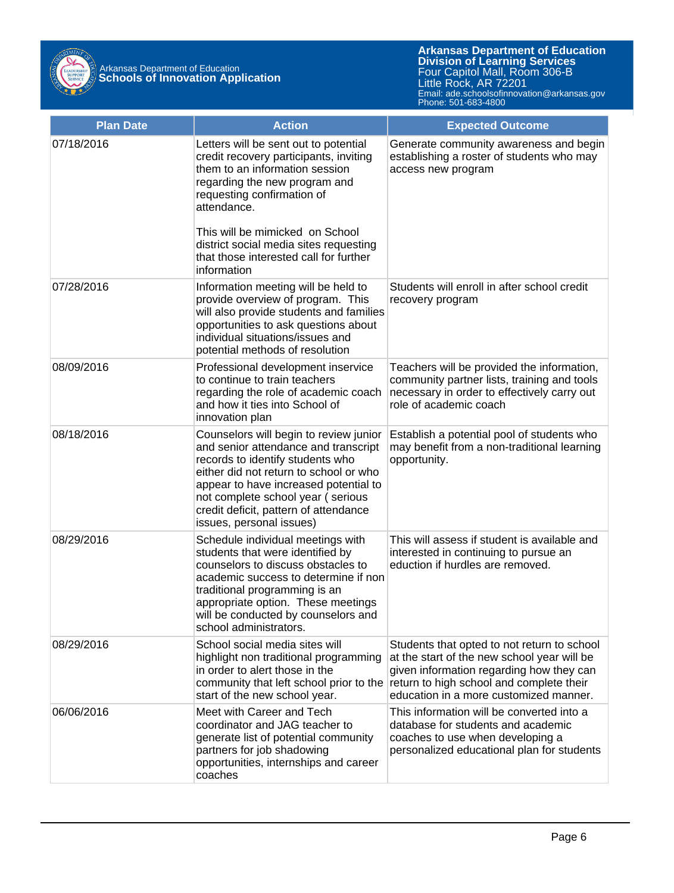| Plan Date | Action | Expected Outcome |
| --- | --- | --- |
| 07/18/2016 | Letters will be sent out to potential credit recovery participants, inviting them to an information session regarding the new program and requesting confirmation of attendance.<br><br>This will be mimicked on School district social media sites requesting that those interested call for further information | Generate community awareness and begin establishing a roster of students who may access new program |
| 07/28/2016 | Information meeting will be held to provide overview of program. This will also provide students and families opportunities to ask questions about individual situations/issues and potential methods of resolution | Students will enroll in after school credit recovery program |
| 08/09/2016 | Professional development inservice to continue to train teachers regarding the role of academic coach and how it ties into School of innovation plan | Teachers will be provided the information, community partner lists, training and tools necessary in order to effectively carry out role of academic coach |
| 08/18/2016 | Counselors will begin to review junior and senior attendance and transcript records to identify students who either did not return to school or who appear to have increased potential to not complete school year ( serious credit deficit, pattern of attendance issues, personal issues) | Establish a potential pool of students who may benefit from a non-traditional learning opportunity. |
| 08/29/2016 | Schedule individual meetings with students that were identified by counselors to discuss obstacles to academic success to determine if non traditional programming is an appropriate option. These meetings will be conducted by counselors and school administrators. | This will assess if student is available and interested in continuing to pursue an eduction if hurdles are removed. |
| 08/29/2016 | School social media sites will highlight non traditional programming in order to alert those in the community that left school prior to the start of the new school year. | Students that opted to not return to school at the start of the new school year will be given information regarding how they can return to high school and complete their education in a more customized manner. |
| 06/06/2016 | Meet with Career and Tech coordinator and JAG teacher to generate list of potential community partners for job shadowing opportunities, internships and career coaches | This information will be converted into a database for students and academic coaches to use when developing a personalized educational plan for students |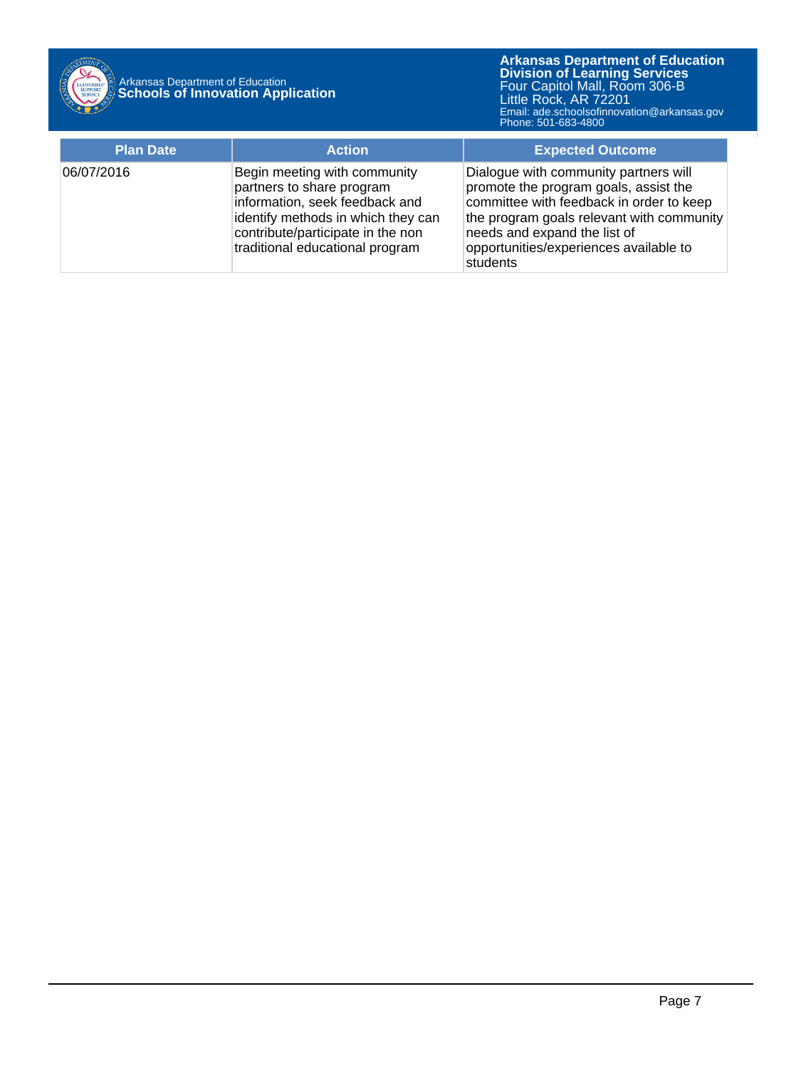| Plan Date | Action | Expected Outcome |
|---|---|---|
| 06/07/2016 | Begin meeting with community partners to share program information, seek feedback and identify methods in which they can contribute/participate in the non traditional educational program | Dialogue with community partners will promote the program goals, assist the committee with feedback in order to keep the program goals relevant with community needs and expand the list of opportunities/experiences available to students |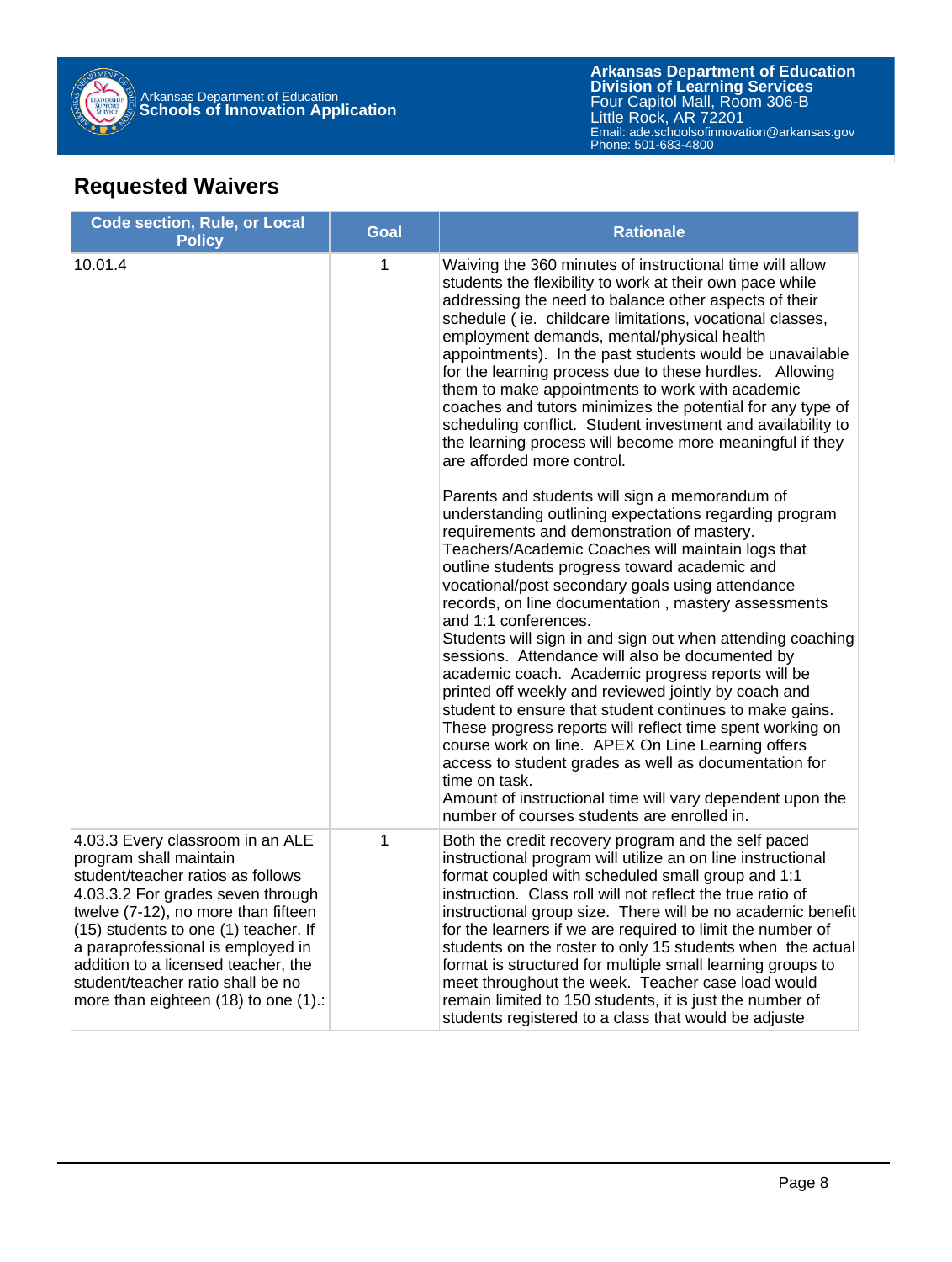## Requested Waivers

| Code section, Rule, or Local Policy | Goal | Rationale |
|---|---|---|
| 10.01.4 | 1 | Waiving the 360 minutes of instructional time will allow students the flexibility to work at their own pace while addressing the need to balance other aspects of their schedule ( ie. childcare limitations, vocational classes, employment demands, mental/physical health appointments). In the past students would be unavailable for the learning process due to these hurdles. Allowing them to make appointments to work with academic coaches and tutors minimizes the potential for any type of scheduling conflict. Student investment and availability to the learning process will become more meaningful if they are afforded more control.<br><br>Parents and students will sign a memorandum of understanding outlining expectations regarding program requirements and demonstration of mastery. Teachers/Academic Coaches will maintain logs that outline students progress toward academic and vocational/post secondary goals using attendance records, on line documentation , mastery assessments and 1:1 conferences.<br>Students will sign in and sign out when attending coaching sessions. Attendance will also be documented by academic coach. Academic progress reports will be printed off weekly and reviewed jointly by coach and student to ensure that student continues to make gains. These progress reports will reflect time spent working on course work on line. APEX On Line Learning offers access to student grades as well as documentation for time on task.<br>Amount of instructional time will vary dependent upon the number of courses students are enrolled in. |
| 4.03.3 Every classroom in an ALE program shall maintain student/teacher ratios as follows 4.03.3.2 For grades seven through twelve (7-12), no more than fifteen (15) students to one (1) teacher. If a paraprofessional is employed in addition to a licensed teacher, the student/teacher ratio shall be no more than eighteen (18) to one (1).: | 1 | Both the credit recovery program and the self paced instructional program will utilize an on line instructional format coupled with scheduled small group and 1:1 instruction. Class roll will not reflect the true ratio of instructional group size. There will be no academic benefit for the learners if we are required to limit the number of students on the roster to only 15 students when the actual format is structured for multiple small learning groups to meet throughout the week. Teacher case load would remain limited to 150 students, it is just the number of students registered to a class that would be adjuste |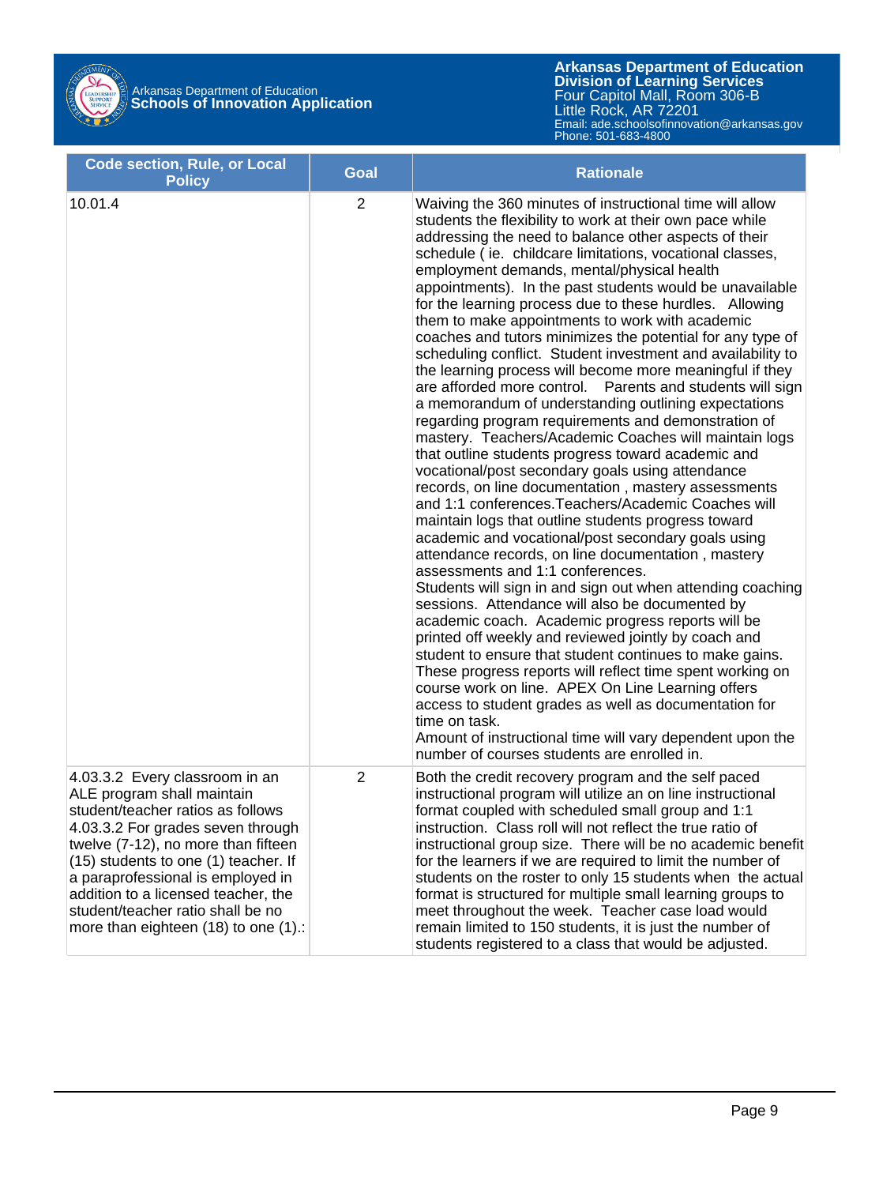| Code section, Rule, or Local Policy | Goal | Rationale |
|---|---|---|
| 10.01.4 | 2 | Waiving the 360 minutes of instructional time will allow students the flexibility to work at their own pace while addressing the need to balance other aspects of their schedule ( ie. childcare limitations, vocational classes, employment demands, mental/physical health appointments). In the past students would be unavailable for the learning process due to these hurdles. Allowing them to make appointments to work with academic coaches and tutors minimizes the potential for any type of scheduling conflict. Student investment and availability to the learning process will become more meaningful if they are afforded more control. Parents and students will sign a memorandum of understanding outlining expectations regarding program requirements and demonstration of mastery. Teachers/Academic Coaches will maintain logs that outline students progress toward academic and vocational/post secondary goals using attendance records, on line documentation , mastery assessments and 1:1 conferences.Teachers/Academic Coaches will maintain logs that outline students progress toward academic and vocational/post secondary goals using attendance records, on line documentation , mastery assessments and 1:1 conferences.<br>Students will sign in and sign out when attending coaching sessions. Attendance will also be documented by academic coach. Academic progress reports will be printed off weekly and reviewed jointly by coach and student to ensure that student continues to make gains. These progress reports will reflect time spent working on course work on line. APEX On Line Learning offers access to student grades as well as documentation for time on task.<br>Amount of instructional time will vary dependent upon the number of courses students are enrolled in. |
| 4.03.3.2 Every classroom in an ALE program shall maintain student/teacher ratios as follows 4.03.3.2 For grades seven through twelve (7-12), no more than fifteen (15) students to one (1) teacher. If a paraprofessional is employed in addition to a licensed teacher, the student/teacher ratio shall be no more than eighteen (18) to one (1).: | 2 | Both the credit recovery program and the self paced instructional program will utilize an on line instructional format coupled with scheduled small group and 1:1 instruction. Class roll will not reflect the true ratio of instructional group size. There will be no academic benefit for the learners if we are required to limit the number of students on the roster to only 15 students when the actual format is structured for multiple small learning groups to meet throughout the week. Teacher case load would remain limited to 150 students, it is just the number of students registered to a class that would be adjusted. |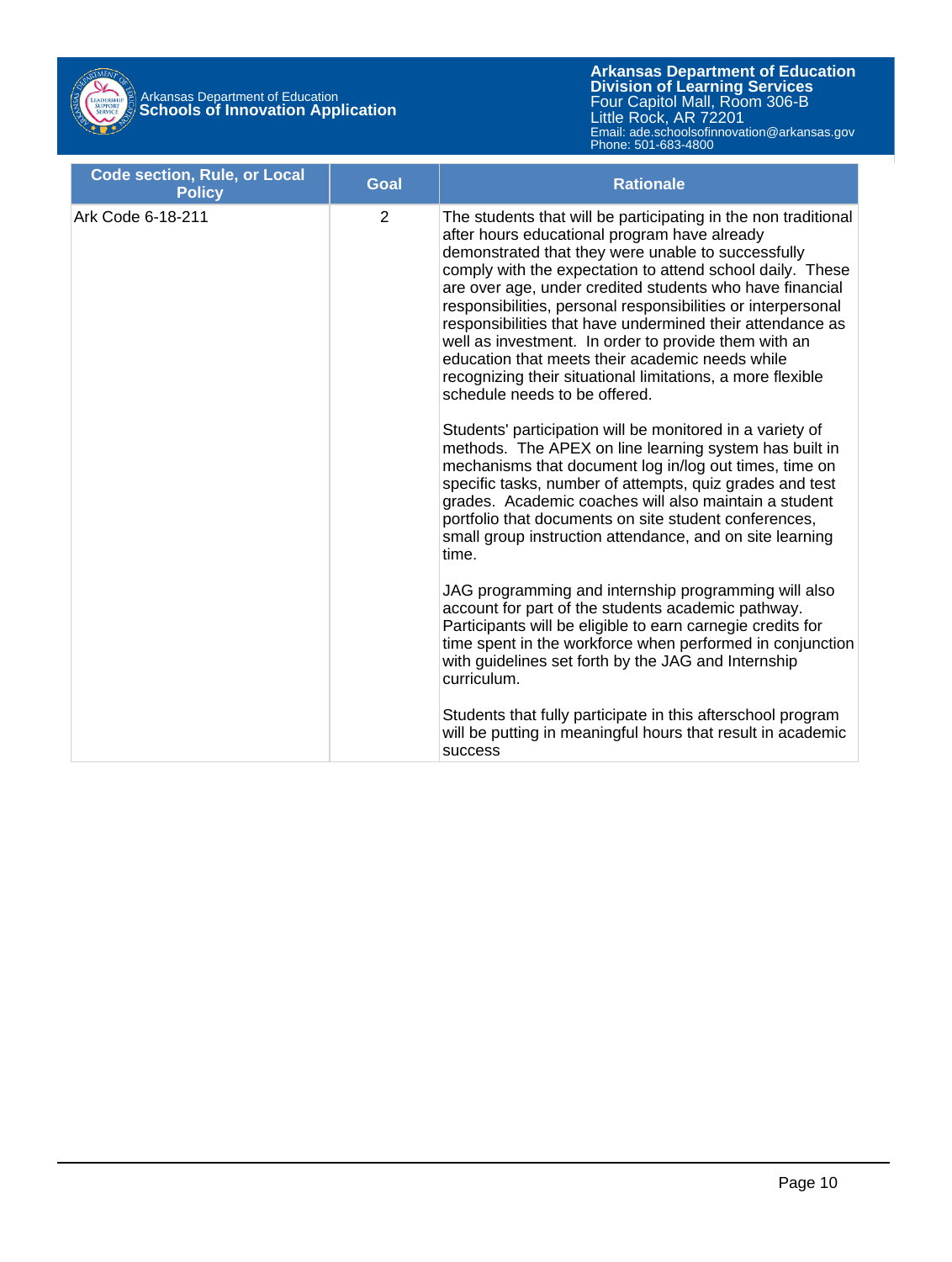| Code section, Rule, or Local Policy | Goal | Rationale |
|---|---|---|
| Ark Code 6-18-211 | 2 | The students that will be participating in the non traditional after hours educational program have already demonstrated that they were unable to successfully comply with the expectation to attend school daily. These are over age, under credited students who have financial responsibilities, personal responsibilities or interpersonal responsibilities that have undermined their attendance as well as investment. In order to provide them with an education that meets their academic needs while recognizing their situational limitations, a more flexible schedule needs to be offered.<br><br>Students' participation will be monitored in a variety of methods. The APEX on line learning system has built in mechanisms that document log in/log out times, time on specific tasks, number of attempts, quiz grades and test grades. Academic coaches will also maintain a student portfolio that documents on site student conferences, small group instruction attendance, and on site learning time.<br><br>JAG programming and internship programming will also account for part of the students academic pathway. Participants will be eligible to earn carnegie credits for time spent in the workforce when performed in conjunction with guidelines set forth by the JAG and Internship curriculum.<br><br>Students that fully participate in this afterschool program will be putting in meaningful hours that result in academic success |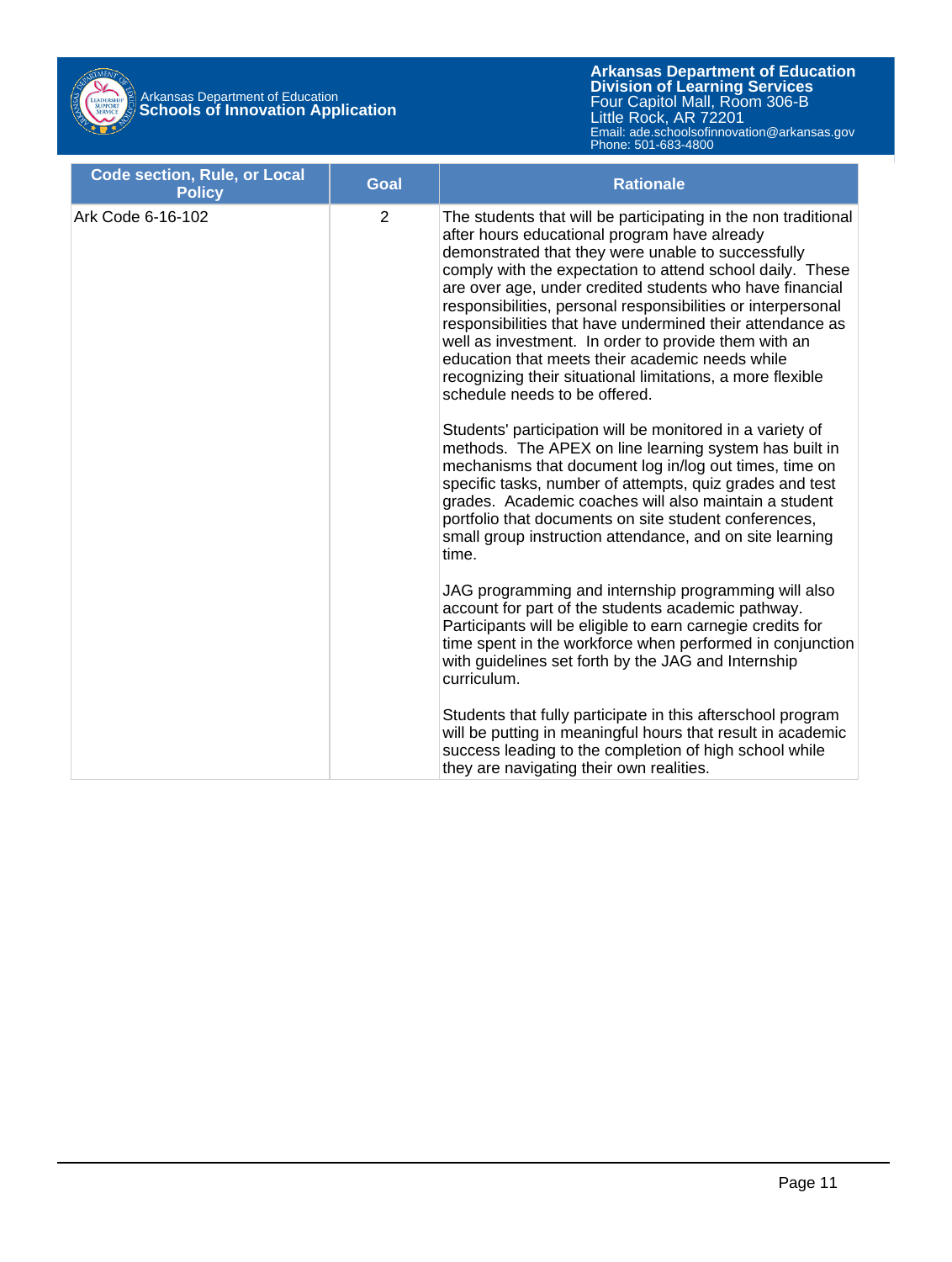| Code section, Rule, or Local Policy | Goal | Rationale |
|---|---|---|
| Ark Code 6-16-102 | 2 | The students that will be participating in the non traditional after hours educational program have already demonstrated that they were unable to successfully comply with the expectation to attend school daily. These are over age, under credited students who have financial responsibilities, personal responsibilities or interpersonal responsibilities that have undermined their attendance as well as investment. In order to provide them with an education that meets their academic needs while recognizing their situational limitations, a more flexible schedule needs to be offered.<br><br>Students' participation will be monitored in a variety of methods. The APEX on line learning system has built in mechanisms that document log in/log out times, time on specific tasks, number of attempts, quiz grades and test grades. Academic coaches will also maintain a student portfolio that documents on site student conferences, small group instruction attendance, and on site learning time.<br><br>JAG programming and internship programming will also account for part of the students academic pathway. Participants will be eligible to earn carnegie credits for time spent in the workforce when performed in conjunction with guidelines set forth by the JAG and Internship curriculum.<br><br>Students that fully participate in this afterschool program will be putting in meaningful hours that result in academic success leading to the completion of high school while they are navigating their own realities. |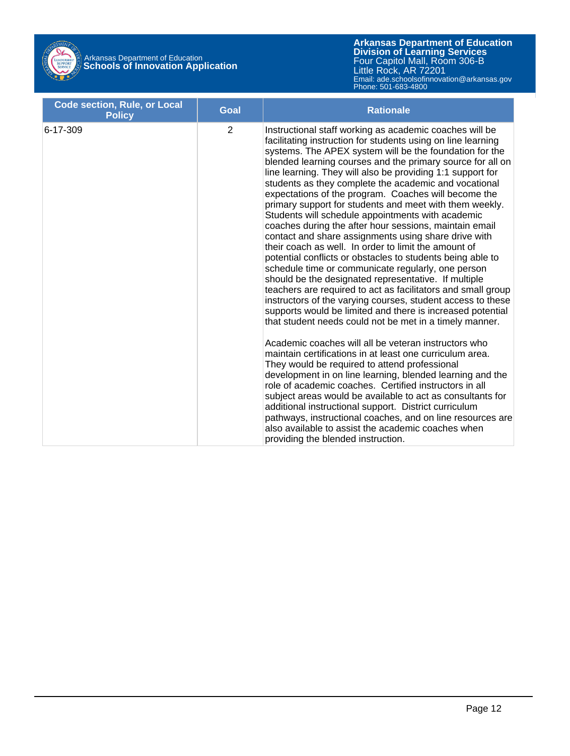| Code section, Rule, or Local Policy | Goal | Rationale |
|---|---|---|
| 6-17-309 | 2 | Instructional staff working as academic coaches will be facilitating instruction for students using on line learning systems. The APEX system will be the foundation for the blended learning courses and the primary source for all on line learning. They will also be providing 1:1 support for students as they complete the academic and vocational expectations of the program. Coaches will become the primary support for students and meet with them weekly. Students will schedule appointments with academic coaches during the after hour sessions, maintain email contact and share assignments using share drive with their coach as well. In order to limit the amount of potential conflicts or obstacles to students being able to schedule time or communicate regularly, one person should be the designated representative. If multiple teachers are required to act as facilitators and small group instructors of the varying courses, student access to these supports would be limited and there is increased potential that student needs could not be met in a timely manner.<br><br>Academic coaches will all be veteran instructors who maintain certifications in at least one curriculum area. They would be required to attend professional development in on line learning, blended learning and the role of academic coaches. Certified instructors in all subject areas would be available to act as consultants for additional instructional support. District curriculum pathways, instructional coaches, and on line resources are also available to assist the academic coaches when providing the blended instruction. |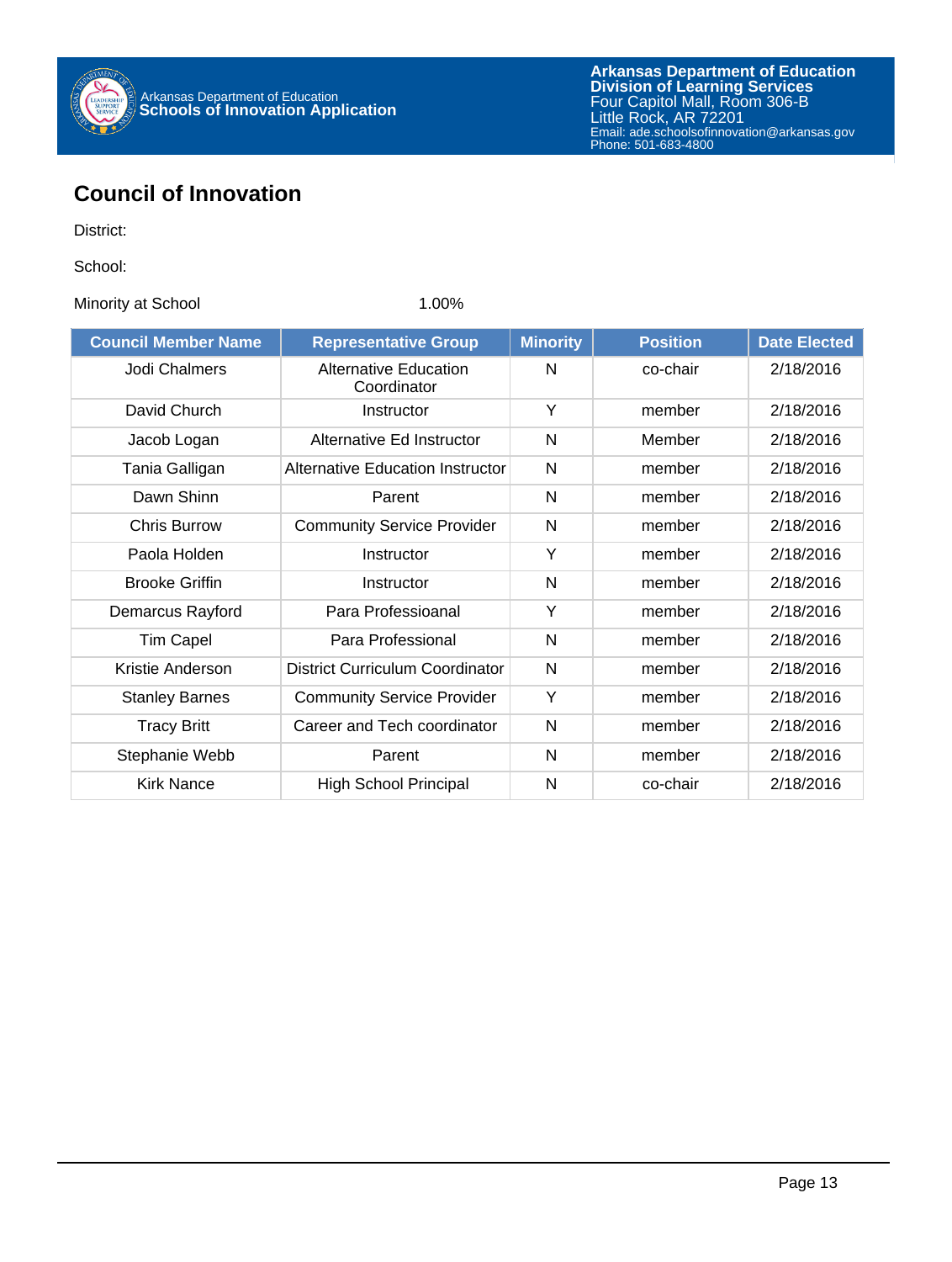# Council of Innovation

District:

School:

Minority at School 1.00%

| Council Member Name | Representative Group | Minority | Position | Date Elected |
|---|---|---|---|---|
| Jodi Chalmers | Alternative Education Coordinator | N | co-chair | 2/18/2016 |
| David Church | Instructor | Y | member | 2/18/2016 |
| Jacob Logan | Alternative Ed Instructor | N | Member | 2/18/2016 |
| Tania Galligan | Alternative Education Instructor | N | member | 2/18/2016 |
| Dawn Shinn | Parent | N | member | 2/18/2016 |
| Chris Burrow | Community Service Provider | N | member | 2/18/2016 |
| Paola Holden | Instructor | Y | member | 2/18/2016 |
| Brooke Griffin | Instructor | N | member | 2/18/2016 |
| Demarcus Rayford | Para Professioanal | Y | member | 2/18/2016 |
| Tim Capel | Para Professional | N | member | 2/18/2016 |
| Kristie Anderson | District Curriculum Coordinator | N | member | 2/18/2016 |
| Stanley Barnes | Community Service Provider | Y | member | 2/18/2016 |
| Tracy Britt | Career and Tech coordinator | N | member | 2/18/2016 |
| Stephanie Webb | Parent | N | member | 2/18/2016 |
| Kirk Nance | High School Principal | N | co-chair | 2/18/2016 |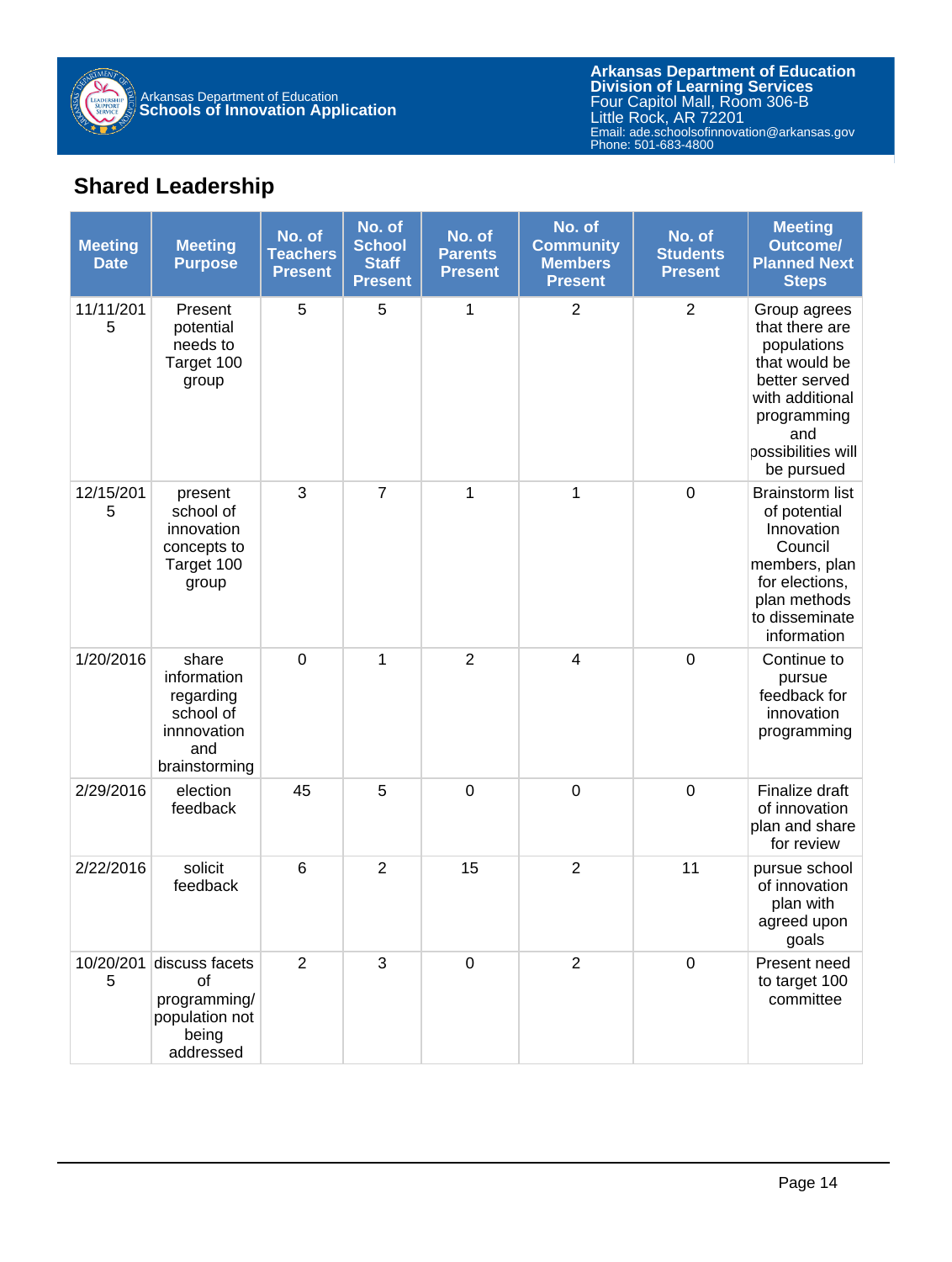## Shared Leadership

| Meeting Date | Meeting Purpose | No. of Teachers Present | No. of School Staff Present | No. of Parents Present | No. of Community Members Present | No. of Students Present | Meeting Outcome/ Planned Next Steps |
|---|---|---|---|---|---|---|---|
| 11/11/2015 | Present potential needs to Target 100 group | 5 | 5 | 1 | 2 | 2 | Group agrees that there are populations that would be better served with additional programming and possibilities will be pursued |
| 12/15/2015 | present school of innovation concepts to Target 100 group | 3 | 7 | 1 | 1 | 0 | Brainstorm list of potential Innovation Council members, plan for elections, plan methods to disseminate information |
| 1/20/2016 | share information regarding school of innnovation and brainstorming | 0 | 1 | 2 | 4 | 0 | Continue to pursue feedback for innovation programming |
| 2/29/2016 | election feedback | 45 | 5 | 0 | 0 | 0 | Finalize draft of innovation plan and share for review |
| 2/22/2016 | solicit feedback | 6 | 2 | 15 | 2 | 11 | pursue school of innovation plan with agreed upon goals |
| 10/20/2015 | discuss facets of programming/ population not being addressed | 2 | 3 | 0 | 2 | 0 | Present need to target 100 committee |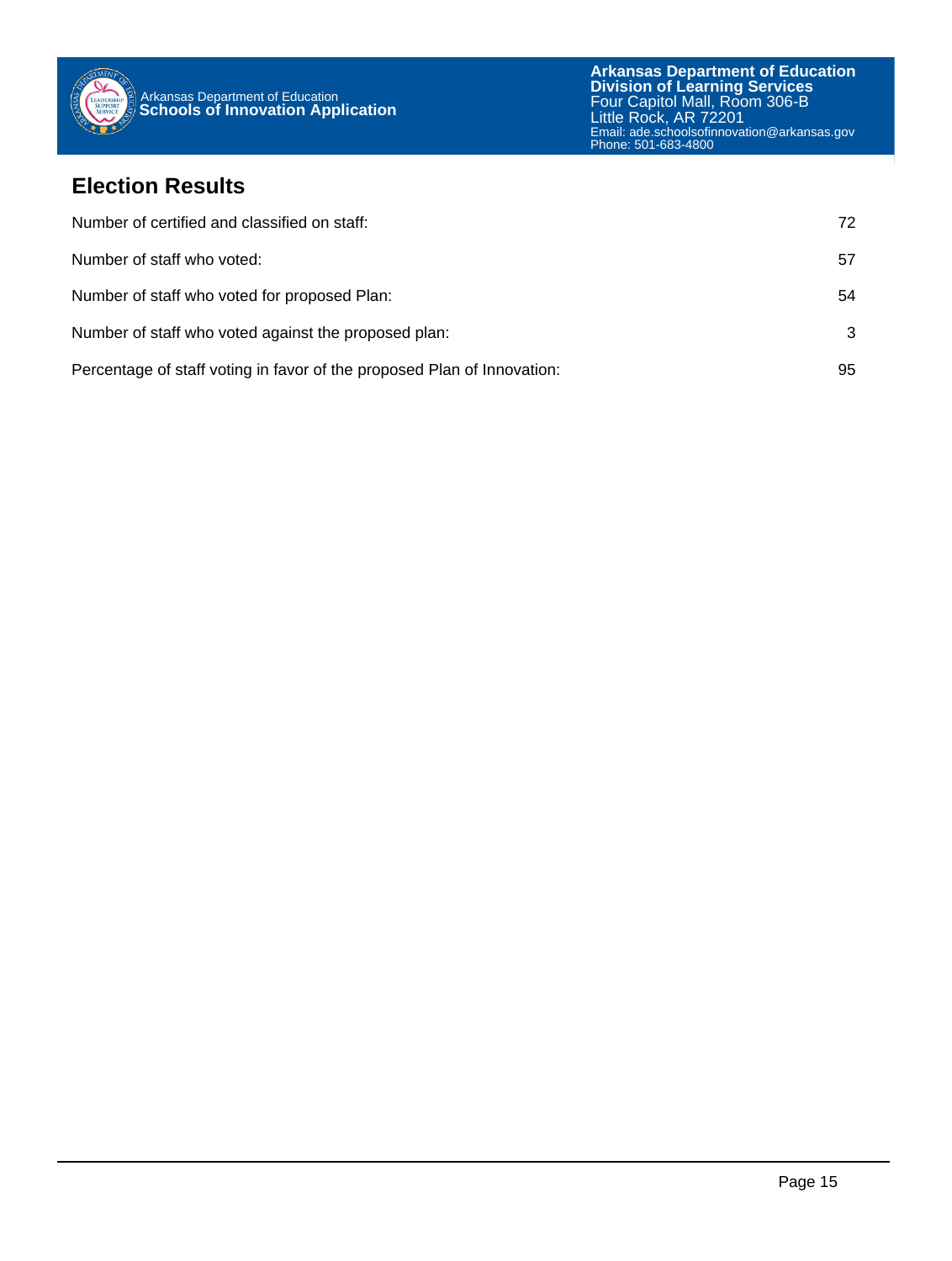## Election Results

| | |
|---|---|
| Number of certified and classified on staff: | 72 |
| Number of staff who voted: | 57 |
| Number of staff who voted for proposed Plan: | 54 |
| Number of staff who voted against the proposed plan: | 3 |
| Percentage of staff voting in favor of the proposed Plan of Innovation: | 95 |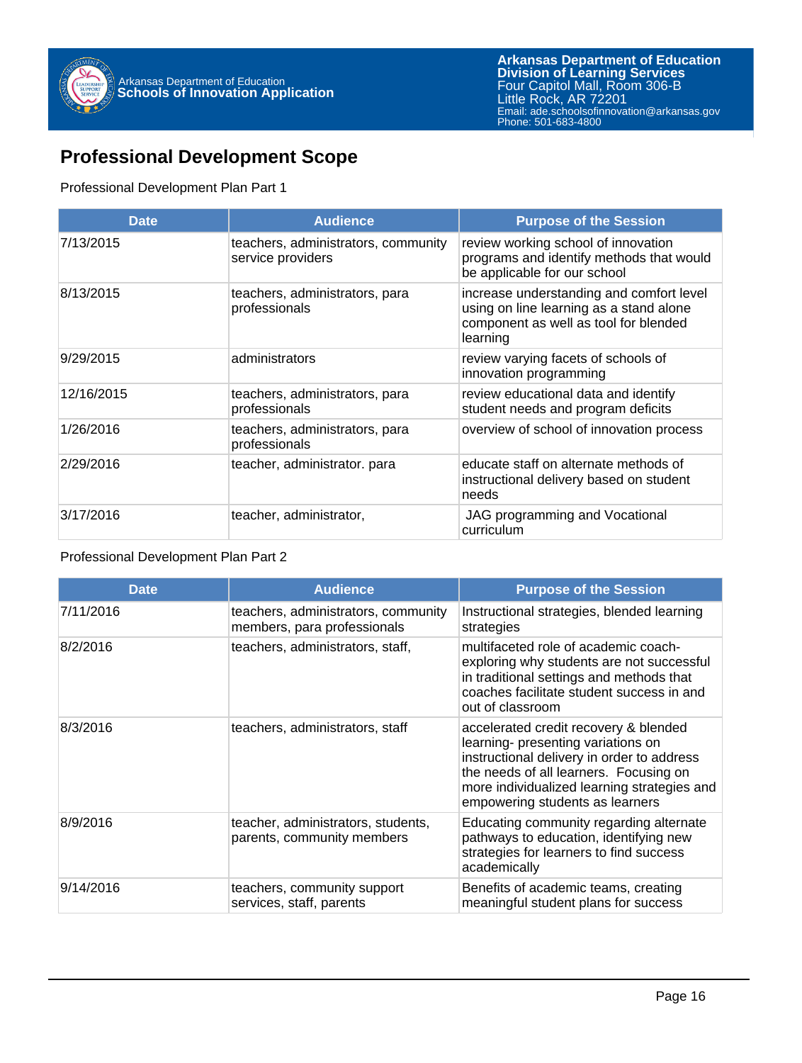## Professional Development Scope

Professional Development Plan Part 1

| Date | Audience | Purpose of the Session |
|---|---|---|
| 7/13/2015 | teachers, administrators, community service providers | review working school of innovation programs and identify methods that would be applicable for our school |
| 8/13/2015 | teachers, administrators, para professionals | increase understanding and comfort level using on line learning as a stand alone component as well as tool for blended learning |
| 9/29/2015 | administrators | review varying facets of schools of innovation programming |
| 12/16/2015 | teachers, administrators, para professionals | review educational data and identify student needs and program deficits |
| 1/26/2016 | teachers, administrators, para professionals | overview of school of innovation process |
| 2/29/2016 | teacher, administrator. para | educate staff on alternate methods of instructional delivery based on student needs |
| 3/17/2016 | teacher, administrator, | JAG programming and Vocational curriculum |

Professional Development Plan Part 2

| Date | Audience | Purpose of the Session |
|---|---|---|
| 7/11/2016 | teachers, administrators, community members, para professionals | Instructional strategies, blended learning strategies |
| 8/2/2016 | teachers, administrators, staff, | multifaceted role of academic coach- exploring why students are not successful in traditional settings and methods that coaches facilitate student success in and out of classroom |
| 8/3/2016 | teachers, administrators, staff | accelerated credit recovery & blended learning- presenting variations on instructional delivery in order to address the needs of all learners. Focusing on more individualized learning strategies and empowering students as learners |
| 8/9/2016 | teacher, administrators, students, parents, community members | Educating community regarding alternate pathways to education, identifying new strategies for learners to find success academically |
| 9/14/2016 | teachers, community support services, staff, parents | Benefits of academic teams, creating meaningful student plans for success |